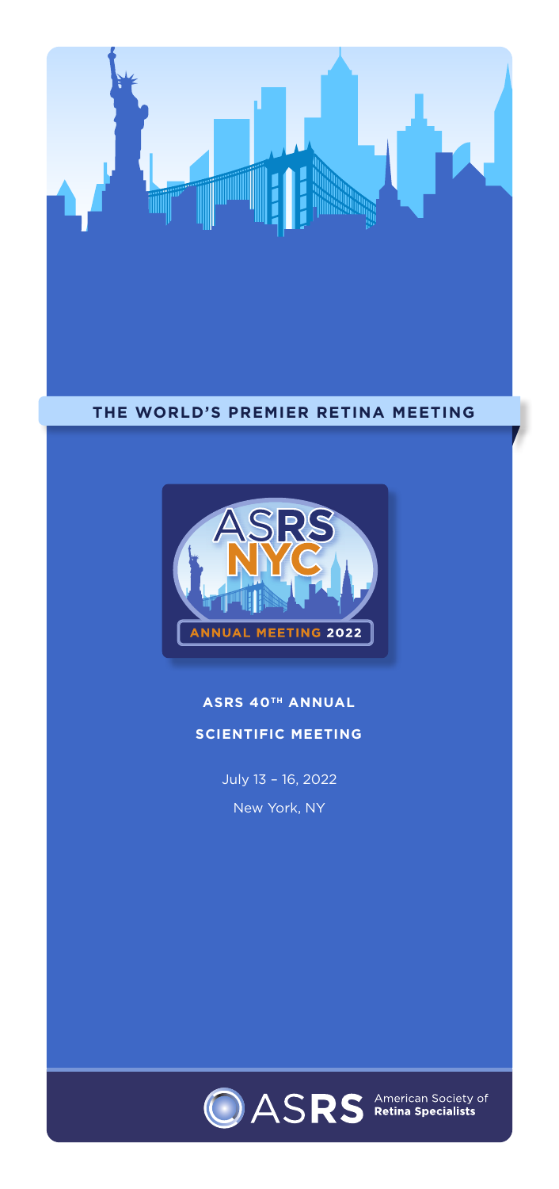**THE WORLD'S PREMIER RETINA MEETING**

ASRS NYC

ANNUAL MEETING 2022

# ASRS 40TH ANNUAL SCIENTIFIC MEETING

July 13 – 16, 2022

New York, NY

ASRS American Society of **Retina Specialists**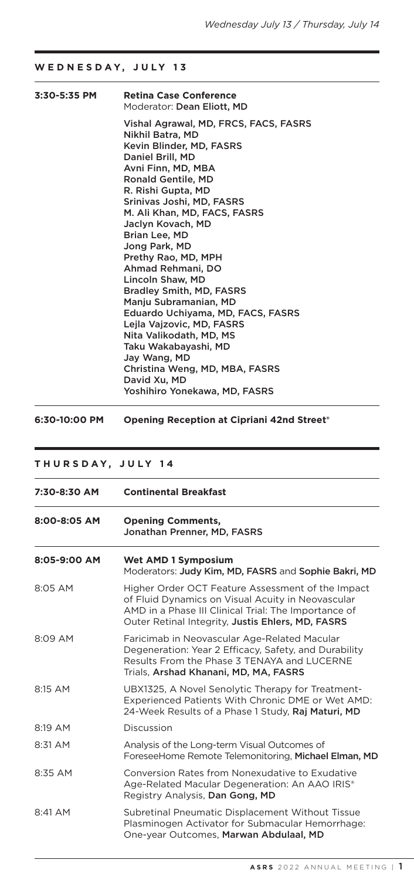## WEDNESDAY, JULY 13

**3:30-5:35 PM** **Retina Case Conference**
Moderator: **Dean Eliott, MD**

Vishal Agrawal, MD, FRCS, FACS, FASRS
Nikhil Batra, MD
Kevin Blinder, MD, FASRS
Daniel Brill, MD
Avni Finn, MD, MBA
Ronald Gentile, MD
R. Rishi Gupta, MD
Srinivas Joshi, MD, FASRS
M. Ali Khan, MD, FACS, FASRS
Jaclyn Kovach, MD
Brian Lee, MD
Jong Park, MD
Prethy Rao, MD, MPH
Ahmad Rehmani, DO
Lincoln Shaw, MD
Bradley Smith, MD, FASRS
Manju Subramanian, MD
Eduardo Uchiyama, MD, FACS, FASRS
Lejla Vajzovic, MD, FASRS
Nita Valikodath, MD, MS
Taku Wakabayashi, MD
Jay Wang, MD
Christina Weng, MD, MBA, FASRS
David Xu, MD
Yoshihiro Yonekawa, MD, FASRS

**6:30-10:00 PM** **Opening Reception at Cipriani 42nd Street®**

## THURSDAY, JULY 14

**7:30-8:30 AM** **Continental Breakfast**

**8:00-8:05 AM** **Opening Comments,**
**Jonathan Prenner, MD, FASRS**

**8:05-9:00 AM** **Wet AMD 1 Symposium**
Moderators: **Judy Kim, MD, FASRS** and **Sophie Bakri, MD**

| | |
|---|---|
| 8:05 AM | Higher Order OCT Feature Assessment of the Impact of Fluid Dynamics on Visual Acuity in Neovascular AMD in a Phase III Clinical Trial: The Importance of Outer Retinal Integrity, **Justis Ehlers, MD, FASRS** |
| 8:09 AM | Faricimab in Neovascular Age-Related Macular Degeneration: Year 2 Efficacy, Safety, and Durability Results From the Phase 3 TENAYA and LUCERNE Trials, **Arshad Khanani, MD, MA, FASRS** |
| 8:15 AM | UBX1325, A Novel Senolytic Therapy for Treatment-Experienced Patients With Chronic DME or Wet AMD: 24-Week Results of a Phase 1 Study, **Raj Maturi, MD** |
| 8:19 AM | Discussion |
| 8:31 AM | Analysis of the Long-term Visual Outcomes of ForeseeHome Remote Telemonitoring, **Michael Elman, MD** |
| 8:35 AM | Conversion Rates from Nonexudative to Exudative Age-Related Macular Degeneration: An AAO IRIS® Registry Analysis, **Dan Gong, MD** |
| 8:41 AM | Subretinal Pneumatic Displacement Without Tissue Plasminogen Activator for Submacular Hemorrhage: One-year Outcomes, **Marwan Abdulaal, MD** |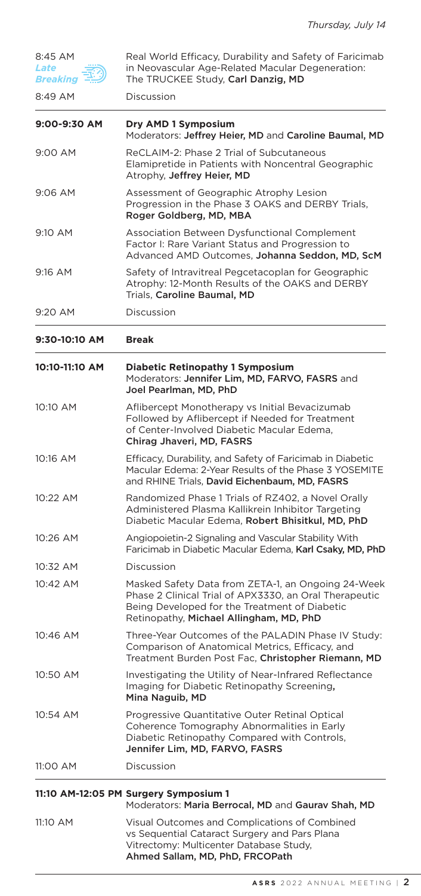| | |
|---|---|
| 8:45 AM *Late Breaking* | Real World Efficacy, Durability and Safety of Faricimab in Neovascular Age-Related Macular Degeneration: The TRUCKEE Study, **Carl Danzig, MD** |
| 8:49 AM | Discussion |
| **9:00-9:30 AM** | **Dry AMD 1 Symposium** Moderators: **Jeffrey Heier, MD** and **Caroline Baumal, MD** |
| 9:00 AM | ReCLAIM-2: Phase 2 Trial of Subcutaneous Elamipretide in Patients with Noncentral Geographic Atrophy, **Jeffrey Heier, MD** |
| 9:06 AM | Assessment of Geographic Atrophy Lesion Progression in the Phase 3 OAKS and DERBY Trials, **Roger Goldberg, MD, MBA** |
| 9:10 AM | Association Between Dysfunctional Complement Factor I: Rare Variant Status and Progression to Advanced AMD Outcomes, **Johanna Seddon, MD, ScM** |
| 9:16 AM | Safety of Intravitreal Pegcetacoplan for Geographic Atrophy: 12-Month Results of the OAKS and DERBY Trials, **Caroline Baumal, MD** |
| 9:20 AM | Discussion |
| **9:30-10:10 AM** | **Break** |
| **10:10-11:10 AM** | **Diabetic Retinopathy 1 Symposium** Moderators: **Jennifer Lim, MD, FARVO, FASRS** and **Joel Pearlman, MD, PhD** |
| 10:10 AM | Aflibercept Monotherapy vs Initial Bevacizumab Followed by Aflibercept if Needed for Treatment of Center-Involved Diabetic Macular Edema, **Chirag Jhaveri, MD, FASRS** |
| 10:16 AM | Efficacy, Durability, and Safety of Faricimab in Diabetic Macular Edema: 2-Year Results of the Phase 3 YOSEMITE and RHINE Trials, **David Eichenbaum, MD, FASRS** |
| 10:22 AM | Randomized Phase 1 Trials of RZ402, a Novel Orally Administered Plasma Kallikrein Inhibitor Targeting Diabetic Macular Edema, **Robert Bhisitkul, MD, PhD** |
| 10:26 AM | Angiopoietin-2 Signaling and Vascular Stability With Faricimab in Diabetic Macular Edema, **Karl Csaky, MD, PhD** |
| 10:32 AM | Discussion |
| 10:42 AM | Masked Safety Data from ZETA-1, an Ongoing 24-Week Phase 2 Clinical Trial of APX3330, an Oral Therapeutic Being Developed for the Treatment of Diabetic Retinopathy, **Michael Allingham, MD, PhD** |
| 10:46 AM | Three-Year Outcomes of the PALADIN Phase IV Study: Comparison of Anatomical Metrics, Efficacy, and Treatment Burden Post Fac, **Christopher Riemann, MD** |
| 10:50 AM | Investigating the Utility of Near-Infrared Reflectance Imaging for Diabetic Retinopathy Screening, **Mina Naguib, MD** |
| 10:54 AM | Progressive Quantitative Outer Retinal Optical Coherence Tomography Abnormalities in Early Diabetic Retinopathy Compared with Controls, **Jennifer Lim, MD, FARVO, FASRS** |
| 11:00 AM | Discussion |
| **11:10 AM-12:05 PM** | **Surgery Symposium 1** Moderators: **Maria Berrocal, MD** and **Gaurav Shah, MD** |
| 11:10 AM | Visual Outcomes and Complications of Combined vs Sequential Cataract Surgery and Pars Plana Vitrectomy: Multicenter Database Study, **Ahmed Sallam, MD, PhD, FRCOPath** |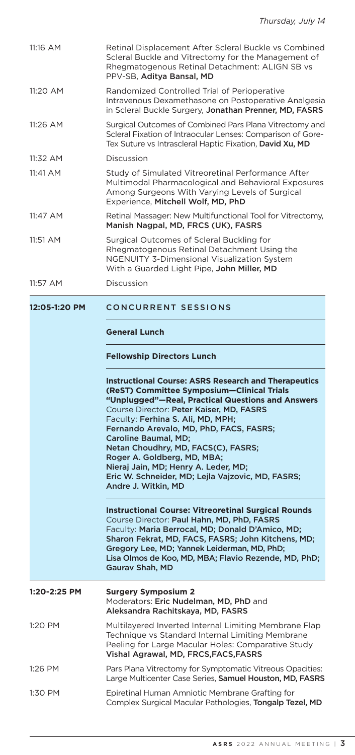| | |
|---|---|
| 11:16 AM | Retinal Displacement After Scleral Buckle vs Combined Scleral Buckle and Vitrectomy for the Management of Rhegmatogenous Retinal Detachment: ALIGN SB vs PPV-SB, **Aditya Bansal, MD** |
| 11:20 AM | Randomized Controlled Trial of Perioperative Intravenous Dexamethasone on Postoperative Analgesia in Scleral Buckle Surgery, **Jonathan Prenner, MD, FASRS** |
| 11:26 AM | Surgical Outcomes of Combined Pars Plana Vitrectomy and Scleral Fixation of Intraocular Lenses: Comparison of Gore-Tex Suture vs Intrascleral Haptic Fixation, **David Xu, MD** |
| 11:32 AM | Discussion |
| 11:41 AM | Study of Simulated Vitreoretinal Performance After Multimodal Pharmacological and Behavioral Exposures Among Surgeons With Varying Levels of Surgical Experience, **Mitchell Wolf, MD, PhD** |
| 11:47 AM | Retinal Massager: New Multifunctional Tool for Vitrectomy, **Manish Nagpal, MD, FRCS (UK), FASRS** |
| 11:51 AM | Surgical Outcomes of Scleral Buckling for Rhegmatogenous Retinal Detachment Using the NGENUITY 3-Dimensional Visualization System With a Guarded Light Pipe, **John Miller, MD** |
| 11:57 AM | Discussion |

**12:05-1:20 PM** CONCURRENT SESSIONS

**General Lunch**

**Fellowship Directors Lunch**

**Instructional Course: ASRS Research and Therapeutics (ReST) Committee Symposium—Clinical Trials "Unplugged"—Real, Practical Questions and Answers**
Course Director: **Peter Kaiser, MD, FASRS**
Faculty: **Ferhina S. Ali, MD, MPH; Fernando Arevalo, MD, PhD, FACS, FASRS; Caroline Baumal, MD; Netan Choudhry, MD, FACS(C), FASRS; Roger A. Goldberg, MD, MBA; Nieraj Jain, MD; Henry A. Leder, MD; Eric W. Schneider, MD; Lejla Vajzovic, MD, FASRS; Andre J. Witkin, MD**

**Instructional Course: Vitreoretinal Surgical Rounds**
Course Director: **Paul Hahn, MD, PhD, FASRS**
Faculty: **Maria Berrocal, MD; Donald D'Amico, MD; Sharon Fekrat, MD, FACS, FASRS; John Kitchens, MD; Gregory Lee, MD; Yannek Leiderman, MD, PhD; Lisa Olmos de Koo, MD, MBA; Flavio Rezende, MD, PhD; Gaurav Shah, MD**

**1:20-2:25 PM** **Surgery Symposium 2**
Moderators: **Eric Nudelman, MD, PhD** and **Aleksandra Rachitskaya, MD, FASRS**

| | |
|---|---|
| 1:20 PM | Multilayered Inverted Internal Limiting Membrane Flap Technique vs Standard Internal Limiting Membrane Peeling for Large Macular Holes: Comparative Study **Vishal Agrawal, MD, FRCS,FACS,FASRS** |
| 1:26 PM | Pars Plana Vitrectomy for Symptomatic Vitreous Opacities: Large Multicenter Case Series, **Samuel Houston, MD, FASRS** |
| 1:30 PM | Epiretinal Human Amniotic Membrane Grafting for Complex Surgical Macular Pathologies, **Tongalp Tezel, MD** |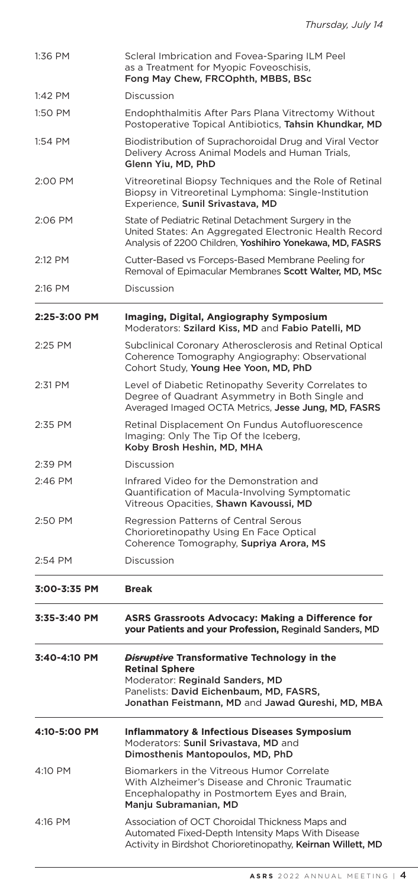| | |
|---|---|
| 1:36 PM | Scleral Imbrication and Fovea-Sparing ILM Peel as a Treatment for Myopic Foveoschisis, **Fong May Chew, FRCOphth, MBBS, BSc** |
| 1:42 PM | Discussion |
| 1:50 PM | Endophthalmitis After Pars Plana Vitrectomy Without Postoperative Topical Antibiotics, **Tahsin Khundkar, MD** |
| 1:54 PM | Biodistribution of Suprachoroidal Drug and Viral Vector Delivery Across Animal Models and Human Trials, **Glenn Yiu, MD, PhD** |
| 2:00 PM | Vitreoretinal Biopsy Techniques and the Role of Retinal Biopsy in Vitreoretinal Lymphoma: Single-Institution Experience, **Sunil Srivastava, MD** |
| 2:06 PM | State of Pediatric Retinal Detachment Surgery in the United States: An Aggregated Electronic Health Record Analysis of 2200 Children, **Yoshihiro Yonekawa, MD, FASRS** |
| 2:12 PM | Cutter-Based vs Forceps-Based Membrane Peeling for Removal of Epimacular Membranes **Scott Walter, MD, MSc** |
| 2:16 PM | Discussion |
| **2:25-3:00 PM** | **Imaging, Digital, Angiography Symposium** Moderators: **Szilard Kiss, MD** and **Fabio Patelli, MD** |
| 2:25 PM | Subclinical Coronary Atherosclerosis and Retinal Optical Coherence Tomography Angiography: Observational Cohort Study, **Young Hee Yoon, MD, PhD** |
| 2:31 PM | Level of Diabetic Retinopathy Severity Correlates to Degree of Quadrant Asymmetry in Both Single and Averaged Imaged OCTA Metrics, **Jesse Jung, MD, FASRS** |
| 2:35 PM | Retinal Displacement On Fundus Autofluorescence Imaging: Only The Tip Of the Iceberg, **Koby Brosh Heshin, MD, MHA** |
| 2:39 PM | Discussion |
| 2:46 PM | Infrared Video for the Demonstration and Quantification of Macula-Involving Symptomatic Vitreous Opacities, **Shawn Kavoussi, MD** |
| 2:50 PM | Regression Patterns of Central Serous Chorioretinopathy Using En Face Optical Coherence Tomography, **Supriya Arora, MS** |
| 2:54 PM | Discussion |
| **3:00-3:35 PM** | **Break** |
| **3:35-3:40 PM** | **ASRS Grassroots Advocacy: Making a Difference for your Patients and your Profession,** Reginald Sanders, MD |
| **3:40-4:10 PM** | ***~~Disruptive~~* Transformative Technology in the Retinal Sphere** Moderator: **Reginald Sanders, MD** Panelists: **David Eichenbaum, MD, FASRS, Jonathan Feistmann, MD** and **Jawad Qureshi, MD, MBA** |
| **4:10-5:00 PM** | **Inflammatory & Infectious Diseases Symposium** Moderators: **Sunil Srivastava, MD** and **Dimosthenis Mantopoulos, MD, PhD** |
| 4:10 PM | Biomarkers in the Vitreous Humor Correlate With Alzheimer's Disease and Chronic Traumatic Encephalopathy in Postmortem Eyes and Brain, **Manju Subramanian, MD** |
| 4:16 PM | Association of OCT Choroidal Thickness Maps and Automated Fixed-Depth Intensity Maps With Disease Activity in Birdshot Chorioretinopathy, **Keirnan Willett, MD** |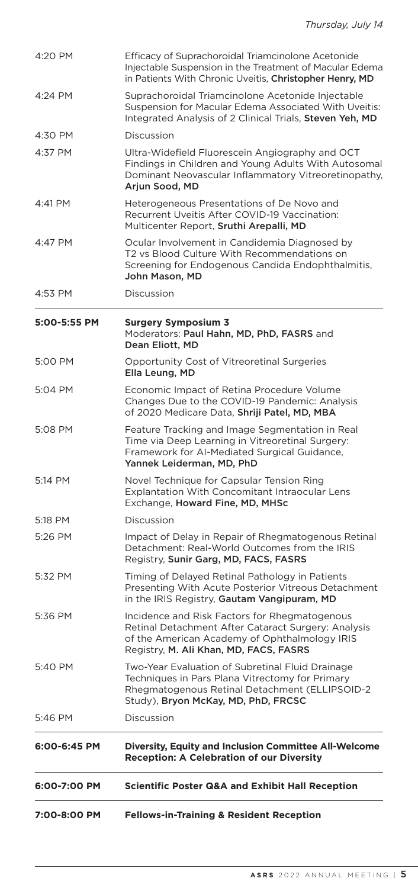*Thursday, July 14*

| | |
|---|---|
| 4:20 PM | Efficacy of Suprachoroidal Triamcinolone Acetonide Injectable Suspension in the Treatment of Macular Edema in Patients With Chronic Uveitis, **Christopher Henry, MD** |
| 4:24 PM | Suprachoroidal Triamcinolone Acetonide Injectable Suspension for Macular Edema Associated With Uveitis: Integrated Analysis of 2 Clinical Trials, **Steven Yeh, MD** |
| 4:30 PM | Discussion |
| 4:37 PM | Ultra-Widefield Fluorescein Angiography and OCT Findings in Children and Young Adults With Autosomal Dominant Neovascular Inflammatory Vitreoretinopathy, **Arjun Sood, MD** |
| 4:41 PM | Heterogeneous Presentations of De Novo and Recurrent Uveitis After COVID-19 Vaccination: Multicenter Report, **Sruthi Arepalli, MD** |
| 4:47 PM | Ocular Involvement in Candidemia Diagnosed by T2 vs Blood Culture With Recommendations on Screening for Endogenous Candida Endophthalmitis, **John Mason, MD** |
| 4:53 PM | Discussion |

| | |
|---|---|
| **5:00-5:55 PM** | **Surgery Symposium 3**<br>Moderators: **Paul Hahn, MD, PhD, FASRS** and **Dean Eliott, MD** |
| 5:00 PM | Opportunity Cost of Vitreoretinal Surgeries<br>**Ella Leung, MD** |
| 5:04 PM | Economic Impact of Retina Procedure Volume Changes Due to the COVID-19 Pandemic: Analysis of 2020 Medicare Data, **Shriji Patel, MD, MBA** |
| 5:08 PM | Feature Tracking and Image Segmentation in Real Time via Deep Learning in Vitreoretinal Surgery: Framework for AI-Mediated Surgical Guidance, **Yannek Leiderman, MD, PhD** |
| 5:14 PM | Novel Technique for Capsular Tension Ring Explantation With Concomitant Intraocular Lens Exchange, **Howard Fine, MD, MHSc** |
| 5:18 PM | Discussion |
| 5:26 PM | Impact of Delay in Repair of Rhegmatogenous Retinal Detachment: Real-World Outcomes from the IRIS Registry, **Sunir Garg, MD, FACS, FASRS** |
| 5:32 PM | Timing of Delayed Retinal Pathology in Patients Presenting With Acute Posterior Vitreous Detachment in the IRIS Registry, **Gautam Vangipuram, MD** |
| 5:36 PM | Incidence and Risk Factors for Rhegmatogenous Retinal Detachment After Cataract Surgery: Analysis of the American Academy of Ophthalmology IRIS Registry, **M. Ali Khan, MD, FACS, FASRS** |
| 5:40 PM | Two-Year Evaluation of Subretinal Fluid Drainage Techniques in Pars Plana Vitrectomy for Primary Rhegmatogenous Retinal Detachment (ELLIPSOID-2 Study), **Bryon McKay, MD, PhD, FRCSC** |
| 5:46 PM | Discussion |

| | |
|---|---|
| **6:00-6:45 PM** | **Diversity, Equity and Inclusion Committee All-Welcome Reception: A Celebration of our Diversity** |
| **6:00-7:00 PM** | **Scientific Poster Q&A and Exhibit Hall Reception** |
| **7:00-8:00 PM** | **Fellows-in-Training & Resident Reception** |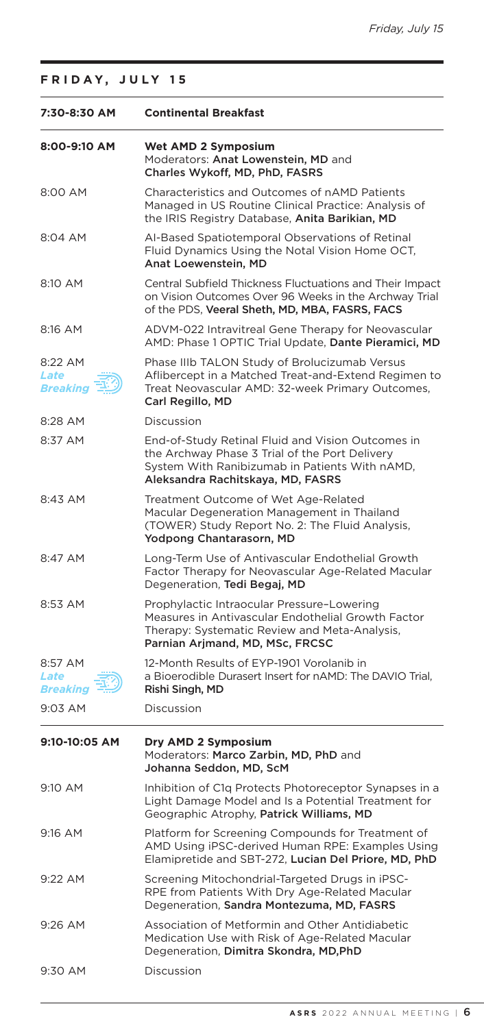## FRIDAY, JULY 15

| | |
|---|---|
| **7:30-8:30 AM** | **Continental Breakfast** |
| **8:00-9:10 AM** | **Wet AMD 2 Symposium**<br>Moderators: **Anat Lowenstein, MD** and **Charles Wykoff, MD, PhD, FASRS** |
| 8:00 AM | Characteristics and Outcomes of nAMD Patients Managed in US Routine Clinical Practice: Analysis of the IRIS Registry Database, **Anita Barikian, MD** |
| 8:04 AM | AI-Based Spatiotemporal Observations of Retinal Fluid Dynamics Using the Notal Vision Home OCT, **Anat Loewenstein, MD** |
| 8:10 AM | Central Subfield Thickness Fluctuations and Their Impact on Vision Outcomes Over 96 Weeks in the Archway Trial of the PDS, **Veeral Sheth, MD, MBA, FASRS, FACS** |
| 8:16 AM | ADVM-022 Intravitreal Gene Therapy for Neovascular AMD: Phase 1 OPTIC Trial Update, **Dante Pieramici, MD** |
| 8:22 AM *Late Breaking* | Phase IIIb TALON Study of Brolucizumab Versus Aflibercept in a Matched Treat-and-Extend Regimen to Treat Neovascular AMD: 32-week Primary Outcomes, **Carl Regillo, MD** |
| 8:28 AM | Discussion |
| 8:37 AM | End-of-Study Retinal Fluid and Vision Outcomes in the Archway Phase 3 Trial of the Port Delivery System With Ranibizumab in Patients With nAMD, **Aleksandra Rachitskaya, MD, FASRS** |
| 8:43 AM | Treatment Outcome of Wet Age-Related Macular Degeneration Management in Thailand (TOWER) Study Report No. 2: The Fluid Analysis, **Yodpong Chantarasorn, MD** |
| 8:47 AM | Long-Term Use of Antivascular Endothelial Growth Factor Therapy for Neovascular Age-Related Macular Degeneration, **Tedi Begaj, MD** |
| 8:53 AM | Prophylactic Intraocular Pressure–Lowering Measures in Antivascular Endothelial Growth Factor Therapy: Systematic Review and Meta-Analysis, **Parnian Arjmand, MD, MSc, FRCSC** |
| 8:57 AM *Late Breaking* | 12-Month Results of EYP-1901 Vorolanib in a Bioerodible Durasert Insert for nAMD: The DAVIO Trial, **Rishi Singh, MD** |
| 9:03 AM | Discussion |
| **9:10-10:05 AM** | **Dry AMD 2 Symposium**<br>Moderators: **Marco Zarbin, MD, PhD** and **Johanna Seddon, MD, ScM** |
| 9:10 AM | Inhibition of C1q Protects Photoreceptor Synapses in a Light Damage Model and Is a Potential Treatment for Geographic Atrophy, **Patrick Williams, MD** |
| 9:16 AM | Platform for Screening Compounds for Treatment of AMD Using iPSC-derived Human RPE: Examples Using Elamipretide and SBT-272, **Lucian Del Priore, MD, PhD** |
| 9:22 AM | Screening Mitochondrial-Targeted Drugs in iPSC-RPE from Patients With Dry Age-Related Macular Degeneration, **Sandra Montezuma, MD, FASRS** |
| 9:26 AM | Association of Metformin and Other Antidiabetic Medication Use with Risk of Age-Related Macular Degeneration, **Dimitra Skondra, MD,PhD** |
| 9:30 AM | Discussion |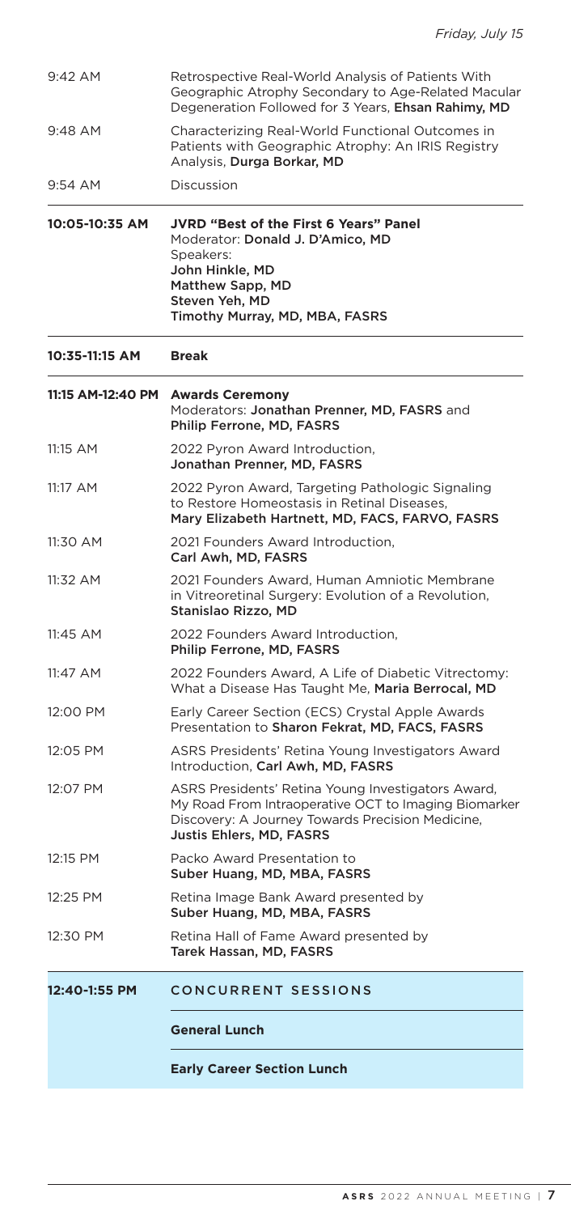| | |
|---|---|
| 9:42 AM | Retrospective Real-World Analysis of Patients With Geographic Atrophy Secondary to Age-Related Macular Degeneration Followed for 3 Years, **Ehsan Rahimy, MD** |
| 9:48 AM | Characterizing Real-World Functional Outcomes in Patients with Geographic Atrophy: An IRIS Registry Analysis, **Durga Borkar, MD** |
| 9:54 AM | Discussion |
| **10:05-10:35 AM** | **JVRD "Best of the First 6 Years" Panel**<br>Moderator: **Donald J. D'Amico, MD**<br>Speakers:<br>**John Hinkle, MD**<br>**Matthew Sapp, MD**<br>**Steven Yeh, MD**<br>**Timothy Murray, MD, MBA, FASRS** |
| **10:35-11:15 AM** | **Break** |
| **11:15 AM-12:40 PM** | **Awards Ceremony**<br>Moderators: **Jonathan Prenner, MD, FASRS** and **Philip Ferrone, MD, FASRS** |
| 11:15 AM | 2022 Pyron Award Introduction, **Jonathan Prenner, MD, FASRS** |
| 11:17 AM | 2022 Pyron Award, Targeting Pathologic Signaling to Restore Homeostasis in Retinal Diseases, **Mary Elizabeth Hartnett, MD, FACS, FARVO, FASRS** |
| 11:30 AM | 2021 Founders Award Introduction, **Carl Awh, MD, FASRS** |
| 11:32 AM | 2021 Founders Award, Human Amniotic Membrane in Vitreoretinal Surgery: Evolution of a Revolution, **Stanislao Rizzo, MD** |
| 11:45 AM | 2022 Founders Award Introduction, **Philip Ferrone, MD, FASRS** |
| 11:47 AM | 2022 Founders Award, A Life of Diabetic Vitrectomy: What a Disease Has Taught Me, **Maria Berrocal, MD** |
| 12:00 PM | Early Career Section (ECS) Crystal Apple Awards Presentation to **Sharon Fekrat, MD, FACS, FASRS** |
| 12:05 PM | ASRS Presidents' Retina Young Investigators Award Introduction, **Carl Awh, MD, FASRS** |
| 12:07 PM | ASRS Presidents' Retina Young Investigators Award, My Road From Intraoperative OCT to Imaging Biomarker Discovery: A Journey Towards Precision Medicine, **Justis Ehlers, MD, FASRS** |
| 12:15 PM | Packo Award Presentation to **Suber Huang, MD, MBA, FASRS** |
| 12:25 PM | Retina Image Bank Award presented by **Suber Huang, MD, MBA, FASRS** |
| 12:30 PM | Retina Hall of Fame Award presented by **Tarek Hassan, MD, FASRS** |
| **12:40-1:55 PM** | **CONCURRENT SESSIONS** |
| | **General Lunch** |
| | **Early Career Section Lunch** |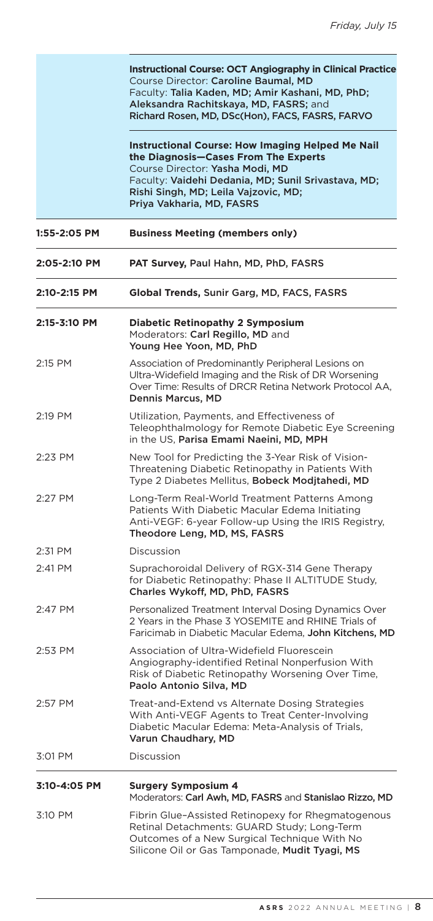| | |
|---|---|
| | **Instructional Course: OCT Angiography in Clinical Practice**<br>Course Director: **Caroline Baumal, MD**<br>Faculty: **Talia Kaden, MD; Amir Kashani, MD, PhD; Aleksandra Rachitskaya, MD, FASRS;** and **Richard Rosen, MD, DSc(Hon), FACS, FASRS, FARVO** |
| | **Instructional Course: How Imaging Helped Me Nail the Diagnosis—Cases From The Experts**<br>Course Director: **Yasha Modi, MD**<br>Faculty: **Vaidehi Dedania, MD; Sunil Srivastava, MD; Rishi Singh, MD; Leila Vajzovic, MD; Priya Vakharia, MD, FASRS** |
| **1:55-2:05 PM** | **Business Meeting (members only)** |
| **2:05-2:10 PM** | **PAT Survey,** Paul Hahn, MD, PhD, FASRS |
| **2:10-2:15 PM** | **Global Trends,** Sunir Garg, MD, FACS, FASRS |
| **2:15-3:10 PM** | **Diabetic Retinopathy 2 Symposium**<br>Moderators: **Carl Regillo, MD** and **Young Hee Yoon, MD, PhD** |
| 2:15 PM | Association of Predominantly Peripheral Lesions on Ultra-Widefield Imaging and the Risk of DR Worsening Over Time: Results of DRCR Retina Network Protocol AA, **Dennis Marcus, MD** |
| 2:19 PM | Utilization, Payments, and Effectiveness of Teleophthalmology for Remote Diabetic Eye Screening in the US, **Parisa Emami Naeini, MD, MPH** |
| 2:23 PM | New Tool for Predicting the 3-Year Risk of Vision-Threatening Diabetic Retinopathy in Patients With Type 2 Diabetes Mellitus, **Bobeck Modjtahedi, MD** |
| 2:27 PM | Long-Term Real-World Treatment Patterns Among Patients With Diabetic Macular Edema Initiating Anti-VEGF: 6-year Follow-up Using the IRIS Registry, **Theodore Leng, MD, MS, FASRS** |
| 2:31 PM | Discussion |
| 2:41 PM | Suprachoroidal Delivery of RGX-314 Gene Therapy for Diabetic Retinopathy: Phase II ALTITUDE Study, **Charles Wykoff, MD, PhD, FASRS** |
| 2:47 PM | Personalized Treatment Interval Dosing Dynamics Over 2 Years in the Phase 3 YOSEMITE and RHINE Trials of Faricimab in Diabetic Macular Edema, **John Kitchens, MD** |
| 2:53 PM | Association of Ultra-Widefield Fluorescein Angiography-identified Retinal Nonperfusion With Risk of Diabetic Retinopathy Worsening Over Time, **Paolo Antonio Silva, MD** |
| 2:57 PM | Treat-and-Extend vs Alternate Dosing Strategies With Anti-VEGF Agents to Treat Center-Involving Diabetic Macular Edema: Meta-Analysis of Trials, **Varun Chaudhary, MD** |
| 3:01 PM | Discussion |
| **3:10-4:05 PM** | **Surgery Symposium 4**<br>Moderators: **Carl Awh, MD, FASRS** and **Stanislao Rizzo, MD** |
| 3:10 PM | Fibrin Glue–Assisted Retinopexy for Rhegmatogenous Retinal Detachments: GUARD Study; Long-Term Outcomes of a New Surgical Technique With No Silicone Oil or Gas Tamponade, **Mudit Tyagi, MS** |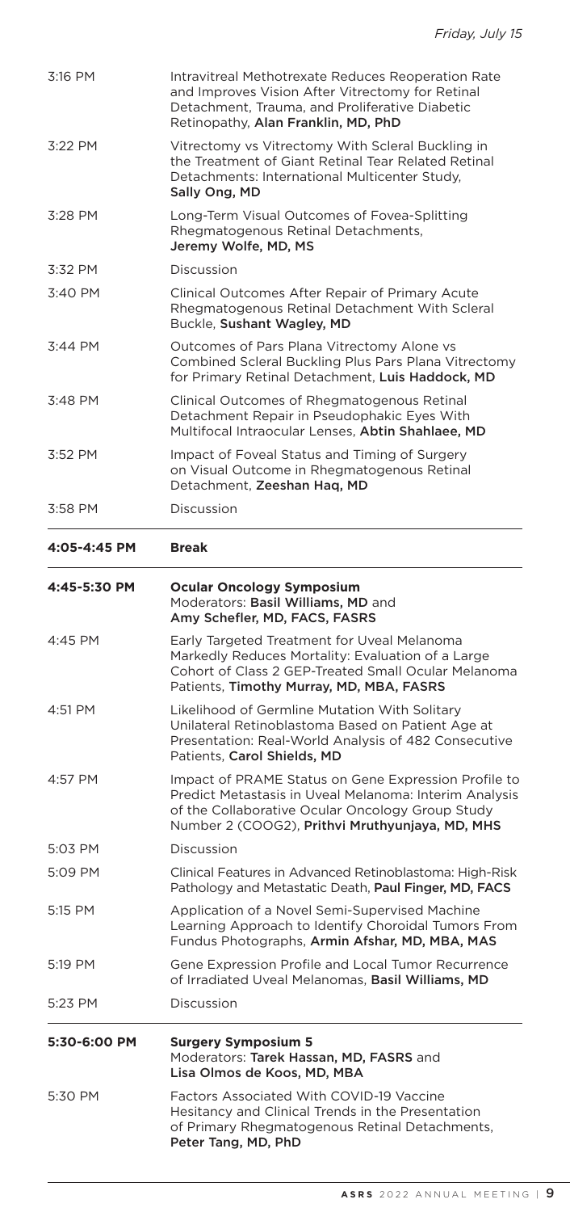| | |
|---|---|
| 3:16 PM | Intravitreal Methotrexate Reduces Reoperation Rate and Improves Vision After Vitrectomy for Retinal Detachment, Trauma, and Proliferative Diabetic Retinopathy, **Alan Franklin, MD, PhD** |
| 3:22 PM | Vitrectomy vs Vitrectomy With Scleral Buckling in the Treatment of Giant Retinal Tear Related Retinal Detachments: International Multicenter Study, **Sally Ong, MD** |
| 3:28 PM | Long-Term Visual Outcomes of Fovea-Splitting Rhegmatogenous Retinal Detachments, **Jeremy Wolfe, MD, MS** |
| 3:32 PM | Discussion |
| 3:40 PM | Clinical Outcomes After Repair of Primary Acute Rhegmatogenous Retinal Detachment With Scleral Buckle, **Sushant Wagley, MD** |
| 3:44 PM | Outcomes of Pars Plana Vitrectomy Alone vs Combined Scleral Buckling Plus Pars Plana Vitrectomy for Primary Retinal Detachment, **Luis Haddock, MD** |
| 3:48 PM | Clinical Outcomes of Rhegmatogenous Retinal Detachment Repair in Pseudophakic Eyes With Multifocal Intraocular Lenses, **Abtin Shahlaee, MD** |
| 3:52 PM | Impact of Foveal Status and Timing of Surgery on Visual Outcome in Rhegmatogenous Retinal Detachment, **Zeeshan Haq, MD** |
| 3:58 PM | Discussion |

**4:05-4:45 PM** **Break**

**4:45-5:30 PM** **Ocular Oncology Symposium**
Moderators: **Basil Williams, MD** and **Amy Schefler, MD, FACS, FASRS**

| | |
|---|---|
| 4:45 PM | Early Targeted Treatment for Uveal Melanoma Markedly Reduces Mortality: Evaluation of a Large Cohort of Class 2 GEP-Treated Small Ocular Melanoma Patients, **Timothy Murray, MD, MBA, FASRS** |
| 4:51 PM | Likelihood of Germline Mutation With Solitary Unilateral Retinoblastoma Based on Patient Age at Presentation: Real-World Analysis of 482 Consecutive Patients, **Carol Shields, MD** |
| 4:57 PM | Impact of PRAME Status on Gene Expression Profile to Predict Metastasis in Uveal Melanoma: Interim Analysis of the Collaborative Ocular Oncology Group Study Number 2 (COOG2), **Prithvi Mruthyunjaya, MD, MHS** |
| 5:03 PM | Discussion |
| 5:09 PM | Clinical Features in Advanced Retinoblastoma: High-Risk Pathology and Metastatic Death, **Paul Finger, MD, FACS** |
| 5:15 PM | Application of a Novel Semi-Supervised Machine Learning Approach to Identify Choroidal Tumors From Fundus Photographs, **Armin Afshar, MD, MBA, MAS** |
| 5:19 PM | Gene Expression Profile and Local Tumor Recurrence of Irradiated Uveal Melanomas, **Basil Williams, MD** |
| 5:23 PM | Discussion |

**5:30-6:00 PM** **Surgery Symposium 5**
Moderators: **Tarek Hassan, MD, FASRS** and **Lisa Olmos de Koos, MD, MBA**

| | |
|---|---|
| 5:30 PM | Factors Associated With COVID-19 Vaccine Hesitancy and Clinical Trends in the Presentation of Primary Rhegmatogenous Retinal Detachments, **Peter Tang, MD, PhD** |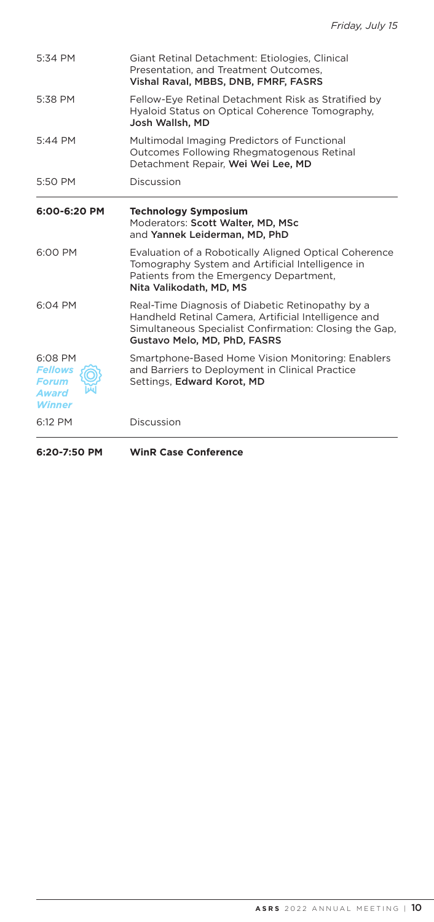| | |
|---|---|
| 5:34 PM | Giant Retinal Detachment: Etiologies, Clinical Presentation, and Treatment Outcomes, **Vishal Raval, MBBS, DNB, FMRF, FASRS** |
| 5:38 PM | Fellow-Eye Retinal Detachment Risk as Stratified by Hyaloid Status on Optical Coherence Tomography, **Josh Wallsh, MD** |
| 5:44 PM | Multimodal Imaging Predictors of Functional Outcomes Following Rhegmatogenous Retinal Detachment Repair, **Wei Wei Lee, MD** |
| 5:50 PM | Discussion |

| | |
|---|---|
| **6:00-6:20 PM** | **Technology Symposium** Moderators: **Scott Walter, MD, MSc** and **Yannek Leiderman, MD, PhD** |
| 6:00 PM | Evaluation of a Robotically Aligned Optical Coherence Tomography System and Artificial Intelligence in Patients from the Emergency Department, **Nita Valikodath, MD, MS** |
| 6:04 PM | Real-Time Diagnosis of Diabetic Retinopathy by a Handheld Retinal Camera, Artificial Intelligence and Simultaneous Specialist Confirmation: Closing the Gap, **Gustavo Melo, MD, PhD, FASRS** |
| 6:08 PM *Fellows Forum Award Winner* | Smartphone-Based Home Vision Monitoring: Enablers and Barriers to Deployment in Clinical Practice Settings, **Edward Korot, MD** |
| 6:12 PM | Discussion |

| | |
|---|---|
| **6:20-7:50 PM** | **WinR Case Conference** |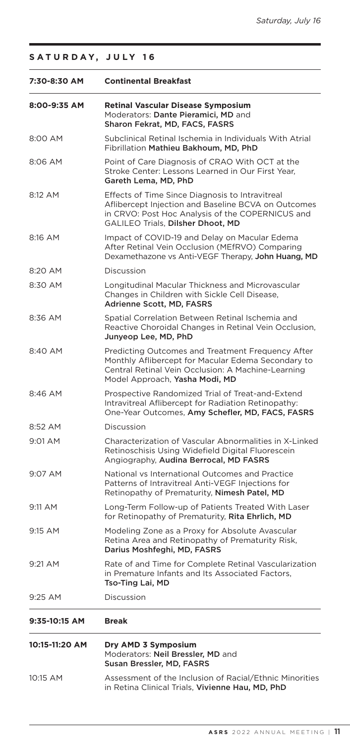## SATURDAY, JULY 16

| | |
|---|---|
| **7:30-8:30 AM** | **Continental Breakfast** |
| **8:00-9:35 AM** | **Retinal Vascular Disease Symposium** Moderators: **Dante Pieramici, MD** and **Sharon Fekrat, MD, FACS, FASRS** |
| 8:00 AM | Subclinical Retinal Ischemia in Individuals With Atrial Fibrillation **Mathieu Bakhoum, MD, PhD** |
| 8:06 AM | Point of Care Diagnosis of CRAO With OCT at the Stroke Center: Lessons Learned in Our First Year, **Gareth Lema, MD, PhD** |
| 8:12 AM | Effects of Time Since Diagnosis to Intravitreal Aflibercept Injection and Baseline BCVA on Outcomes in CRVO: Post Hoc Analysis of the COPERNICUS and GALILEO Trials, **Dilsher Dhoot, MD** |
| 8:16 AM | Impact of COVID-19 and Delay on Macular Edema After Retinal Vein Occlusion (MEfRVO) Comparing Dexamethazone vs Anti-VEGF Therapy, **John Huang, MD** |
| 8:20 AM | Discussion |
| 8:30 AM | Longitudinal Macular Thickness and Microvascular Changes in Children with Sickle Cell Disease, **Adrienne Scott, MD, FASRS** |
| 8:36 AM | Spatial Correlation Between Retinal Ischemia and Reactive Choroidal Changes in Retinal Vein Occlusion, **Junyeop Lee, MD, PhD** |
| 8:40 AM | Predicting Outcomes and Treatment Frequency After Monthly Aflibercept for Macular Edema Secondary to Central Retinal Vein Occlusion: A Machine-Learning Model Approach, **Yasha Modi, MD** |
| 8:46 AM | Prospective Randomized Trial of Treat-and-Extend Intravitreal Aflibercept for Radiation Retinopathy: One-Year Outcomes, **Amy Schefler, MD, FACS, FASRS** |
| 8:52 AM | Discussion |
| 9:01 AM | Characterization of Vascular Abnormalities in X-Linked Retinoschisis Using Widefield Digital Fluorescein Angiography, **Audina Berrocal, MD FASRS** |
| 9:07 AM | National vs International Outcomes and Practice Patterns of Intravitreal Anti-VEGF Injections for Retinopathy of Prematurity, **Nimesh Patel, MD** |
| 9:11 AM | Long-Term Follow-up of Patients Treated With Laser for Retinopathy of Prematurity, **Rita Ehrlich, MD** |
| 9:15 AM | Modeling Zone as a Proxy for Absolute Avascular Retina Area and Retinopathy of Prematurity Risk, **Darius Moshfeghi, MD, FASRS** |
| 9:21 AM | Rate of and Time for Complete Retinal Vascularization in Premature Infants and Its Associated Factors, **Tso-Ting Lai, MD** |
| 9:25 AM | Discussion |
| **9:35-10:15 AM** | **Break** |
| **10:15-11:20 AM** | **Dry AMD 3 Symposium** Moderators: **Neil Bressler, MD** and **Susan Bressler, MD, FASRS** |
| 10:15 AM | Assessment of the Inclusion of Racial/Ethnic Minorities in Retina Clinical Trials, **Vivienne Hau, MD, PhD** |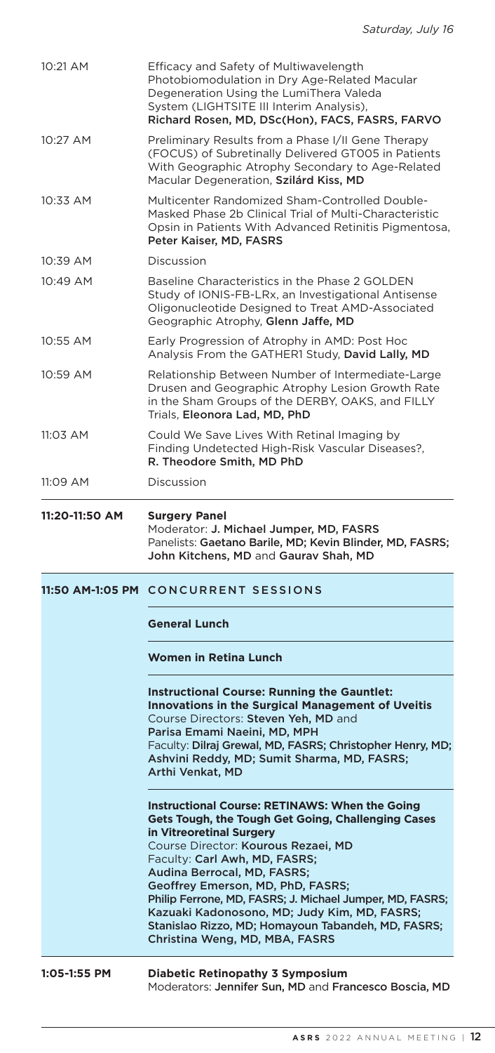| | |
|---|---|
| 10:21 AM | Efficacy and Safety of Multiwavelength Photobiomodulation in Dry Age-Related Macular Degeneration Using the LumiThera Valeda System (LIGHTSITE III Interim Analysis), **Richard Rosen, MD, DSc(Hon), FACS, FASRS, FARVO** |
| 10:27 AM | Preliminary Results from a Phase I/II Gene Therapy (FOCUS) of Subretinally Delivered GT005 in Patients With Geographic Atrophy Secondary to Age-Related Macular Degeneration, **Szilárd Kiss, MD** |
| 10:33 AM | Multicenter Randomized Sham-Controlled Double-Masked Phase 2b Clinical Trial of Multi-Characteristic Opsin in Patients With Advanced Retinitis Pigmentosa, **Peter Kaiser, MD, FASRS** |
| 10:39 AM | Discussion |
| 10:49 AM | Baseline Characteristics in the Phase 2 GOLDEN Study of IONIS-FB-LRx, an Investigational Antisense Oligonucleotide Designed to Treat AMD-Associated Geographic Atrophy, **Glenn Jaffe, MD** |
| 10:55 AM | Early Progression of Atrophy in AMD: Post Hoc Analysis From the GATHER1 Study, **David Lally, MD** |
| 10:59 AM | Relationship Between Number of Intermediate-Large Drusen and Geographic Atrophy Lesion Growth Rate in the Sham Groups of the DERBY, OAKS, and FILLY Trials, **Eleonora Lad, MD, PhD** |
| 11:03 AM | Could We Save Lives With Retinal Imaging by Finding Undetected High-Risk Vascular Diseases?, **R. Theodore Smith, MD PhD** |
| 11:09 AM | Discussion |

**11:20-11:50 AM** **Surgery Panel**
Moderator: **J. Michael Jumper, MD, FASRS**
Panelists: **Gaetano Barile, MD; Kevin Blinder, MD, FASRS; John Kitchens, MD** and **Gaurav Shah, MD**

**11:50 AM-1:05 PM** CONCURRENT SESSIONS

**General Lunch**

**Women in Retina Lunch**

**Instructional Course: Running the Gauntlet: Innovations in the Surgical Management of Uveitis**
Course Directors: **Steven Yeh, MD** and **Parisa Emami Naeini, MD, MPH**
Faculty: **Dilraj Grewal, MD, FASRS; Christopher Henry, MD; Ashvini Reddy, MD; Sumit Sharma, MD, FASRS; Arthi Venkat, MD**

**Instructional Course: RETINAWS: When the Going Gets Tough, the Tough Get Going, Challenging Cases in Vitreoretinal Surgery**
Course Director: **Kourous Rezaei, MD**
Faculty: **Carl Awh, MD, FASRS; Audina Berrocal, MD, FASRS; Geoffrey Emerson, MD, PhD, FASRS; Philip Ferrone, MD, FASRS; J. Michael Jumper, MD, FASRS; Kazuaki Kadonosono, MD; Judy Kim, MD, FASRS; Stanislao Rizzo, MD; Homayoun Tabandeh, MD, FASRS; Christina Weng, MD, MBA, FASRS**

**1:05-1:55 PM** **Diabetic Retinopathy 3 Symposium**
Moderators: **Jennifer Sun, MD** and **Francesco Boscia, MD**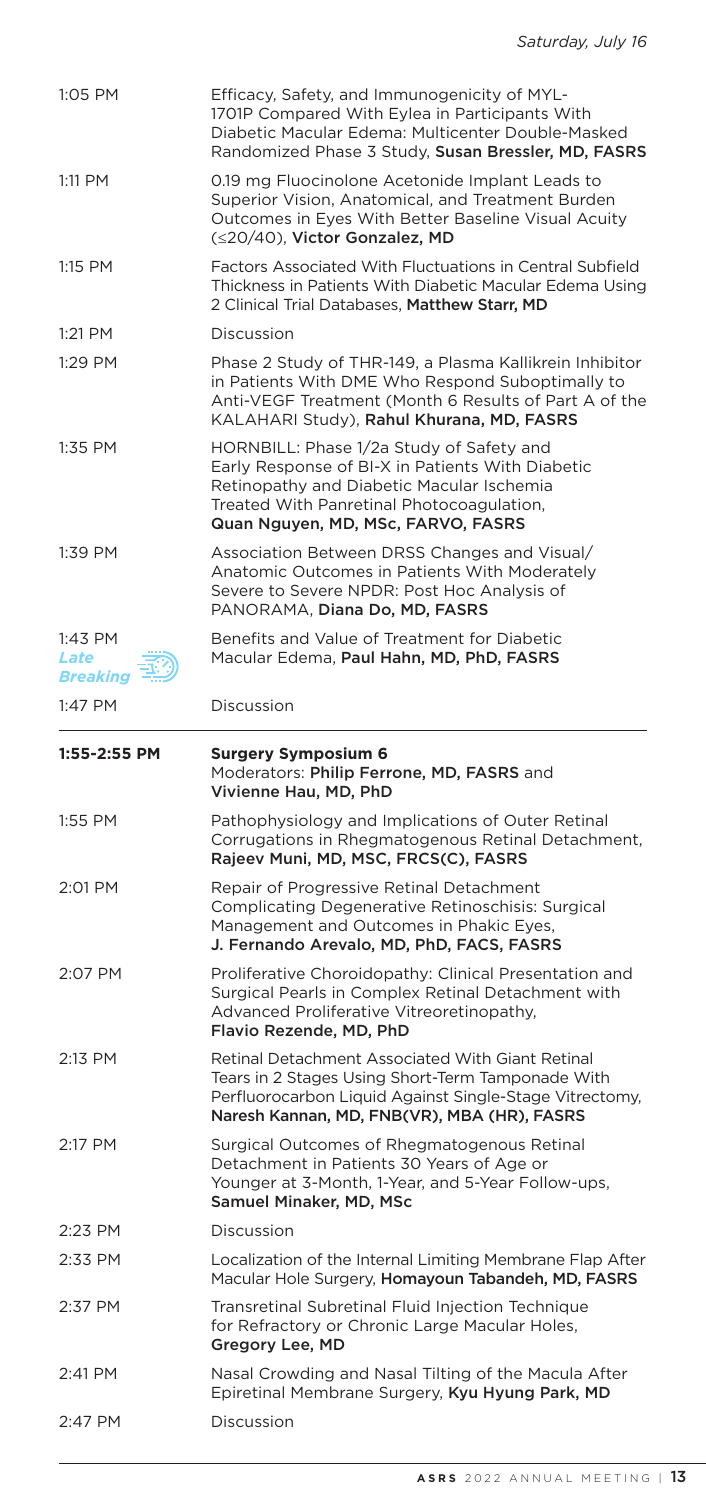| | |
|---|---|
| 1:05 PM | Efficacy, Safety, and Immunogenicity of MYL-1701P Compared With Eylea in Participants With Diabetic Macular Edema: Multicenter Double-Masked Randomized Phase 3 Study, **Susan Bressler, MD, FASRS** |
| 1:11 PM | 0.19 mg Fluocinolone Acetonide Implant Leads to Superior Vision, Anatomical, and Treatment Burden Outcomes in Eyes With Better Baseline Visual Acuity (≤20/40), **Victor Gonzalez, MD** |
| 1:15 PM | Factors Associated With Fluctuations in Central Subfield Thickness in Patients With Diabetic Macular Edema Using 2 Clinical Trial Databases, **Matthew Starr, MD** |
| 1:21 PM | Discussion |
| 1:29 PM | Phase 2 Study of THR-149, a Plasma Kallikrein Inhibitor in Patients With DME Who Respond Suboptimally to Anti-VEGF Treatment (Month 6 Results of Part A of the KALAHARI Study), **Rahul Khurana, MD, FASRS** |
| 1:35 PM | HORNBILL: Phase 1/2a Study of Safety and Early Response of BI-X in Patients With Diabetic Retinopathy and Diabetic Macular Ischemia Treated With Panretinal Photocoagulation, **Quan Nguyen, MD, MSc, FARVO, FASRS** |
| 1:39 PM | Association Between DRSS Changes and Visual/Anatomic Outcomes in Patients With Moderately Severe to Severe NPDR: Post Hoc Analysis of PANORAMA, **Diana Do, MD, FASRS** |
| 1:43 PM *Late Breaking* | Benefits and Value of Treatment for Diabetic Macular Edema, **Paul Hahn, MD, PhD, FASRS** |
| 1:47 PM | Discussion |

| | |
|---|---|
| **1:55-2:55 PM** | **Surgery Symposium 6** Moderators: **Philip Ferrone, MD, FASRS** and **Vivienne Hau, MD, PhD** |
| 1:55 PM | Pathophysiology and Implications of Outer Retinal Corrugations in Rhegmatogenous Retinal Detachment, **Rajeev Muni, MD, MSC, FRCS(C), FASRS** |
| 2:01 PM | Repair of Progressive Retinal Detachment Complicating Degenerative Retinoschisis: Surgical Management and Outcomes in Phakic Eyes, **J. Fernando Arevalo, MD, PhD, FACS, FASRS** |
| 2:07 PM | Proliferative Choroidopathy: Clinical Presentation and Surgical Pearls in Complex Retinal Detachment with Advanced Proliferative Vitreoretinopathy, **Flavio Rezende, MD, PhD** |
| 2:13 PM | Retinal Detachment Associated With Giant Retinal Tears in 2 Stages Using Short-Term Tamponade With Perfluorocarbon Liquid Against Single-Stage Vitrectomy, **Naresh Kannan, MD, FNB(VR), MBA (HR), FASRS** |
| 2:17 PM | Surgical Outcomes of Rhegmatogenous Retinal Detachment in Patients 30 Years of Age or Younger at 3-Month, 1-Year, and 5-Year Follow-ups, **Samuel Minaker, MD, MSc** |
| 2:23 PM | Discussion |
| 2:33 PM | Localization of the Internal Limiting Membrane Flap After Macular Hole Surgery, **Homayoun Tabandeh, MD, FASRS** |
| 2:37 PM | Transretinal Subretinal Fluid Injection Technique for Refractory or Chronic Large Macular Holes, **Gregory Lee, MD** |
| 2:41 PM | Nasal Crowding and Nasal Tilting of the Macula After Epiretinal Membrane Surgery, **Kyu Hyung Park, MD** |
| 2:47 PM | Discussion |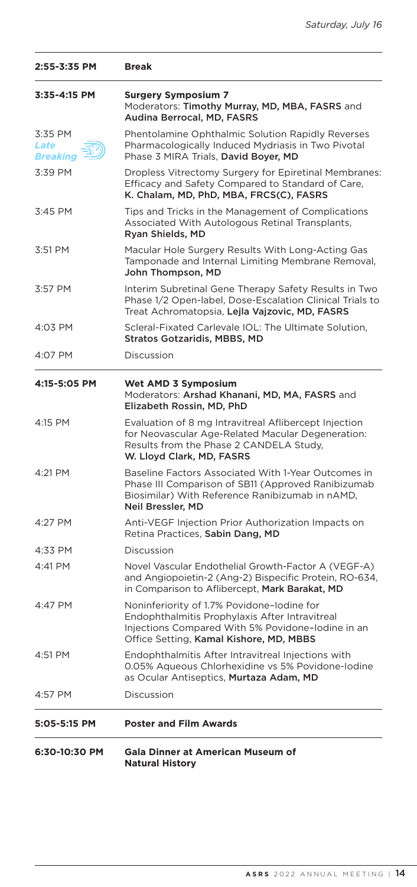| | |
|---|---|
| **2:55-3:35 PM** | **Break** |
| **3:35-4:15 PM** | **Surgery Symposium 7**<br>Moderators: **Timothy Murray, MD, MBA, FASRS** and **Audina Berrocal, MD, FASRS** |
| 3:35 PM<br>*Late Breaking* | Phentolamine Ophthalmic Solution Rapidly Reverses Pharmacologically Induced Mydriasis in Two Pivotal Phase 3 MIRA Trials, **David Boyer, MD** |
| 3:39 PM | Dropless Vitrectomy Surgery for Epiretinal Membranes: Efficacy and Safety Compared to Standard of Care, **K. Chalam, MD, PhD, MBA, FRCS(C), FASRS** |
| 3:45 PM | Tips and Tricks in the Management of Complications Associated With Autologous Retinal Transplants, **Ryan Shields, MD** |
| 3:51 PM | Macular Hole Surgery Results With Long-Acting Gas Tamponade and Internal Limiting Membrane Removal, **John Thompson, MD** |
| 3:57 PM | Interim Subretinal Gene Therapy Safety Results in Two Phase 1/2 Open-label, Dose-Escalation Clinical Trials to Treat Achromatopsia, **Lejla Vajzovic, MD, FASRS** |
| 4:03 PM | Scleral-Fixated Carlevale IOL: The Ultimate Solution, **Stratos Gotzaridis, MBBS, MD** |
| 4:07 PM | Discussion |
| **4:15-5:05 PM** | **Wet AMD 3 Symposium**<br>Moderators: **Arshad Khanani, MD, MA, FASRS** and **Elizabeth Rossin, MD, PhD** |
| 4:15 PM | Evaluation of 8 mg Intravitreal Aflibercept Injection for Neovascular Age-Related Macular Degeneration: Results from the Phase 2 CANDELA Study, **W. Lloyd Clark, MD, FASRS** |
| 4:21 PM | Baseline Factors Associated With 1-Year Outcomes in Phase III Comparison of SB11 (Approved Ranibizumab Biosimilar) With Reference Ranibizumab in nAMD, **Neil Bressler, MD** |
| 4:27 PM | Anti-VEGF Injection Prior Authorization Impacts on Retina Practices, **Sabin Dang, MD** |
| 4:33 PM | Discussion |
| 4:41 PM | Novel Vascular Endothelial Growth-Factor A (VEGF-A) and Angiopoietin-2 (Ang-2) Bispecific Protein, RO-634, in Comparison to Aflibercept, **Mark Barakat, MD** |
| 4:47 PM | Noninferiority of 1.7% Povidone–Iodine for Endophthalmitis Prophylaxis After Intravitreal Injections Compared With 5% Povidone–Iodine in an Office Setting, **Kamal Kishore, MD, MBBS** |
| 4:51 PM | Endophthalmitis After Intravitreal Injections with 0.05% Aqueous Chlorhexidine vs 5% Povidone-Iodine as Ocular Antiseptics, **Murtaza Adam, MD** |
| 4:57 PM | Discussion |
| **5:05-5:15 PM** | **Poster and Film Awards** |
| **6:30-10:30 PM** | **Gala Dinner at American Museum of Natural History** |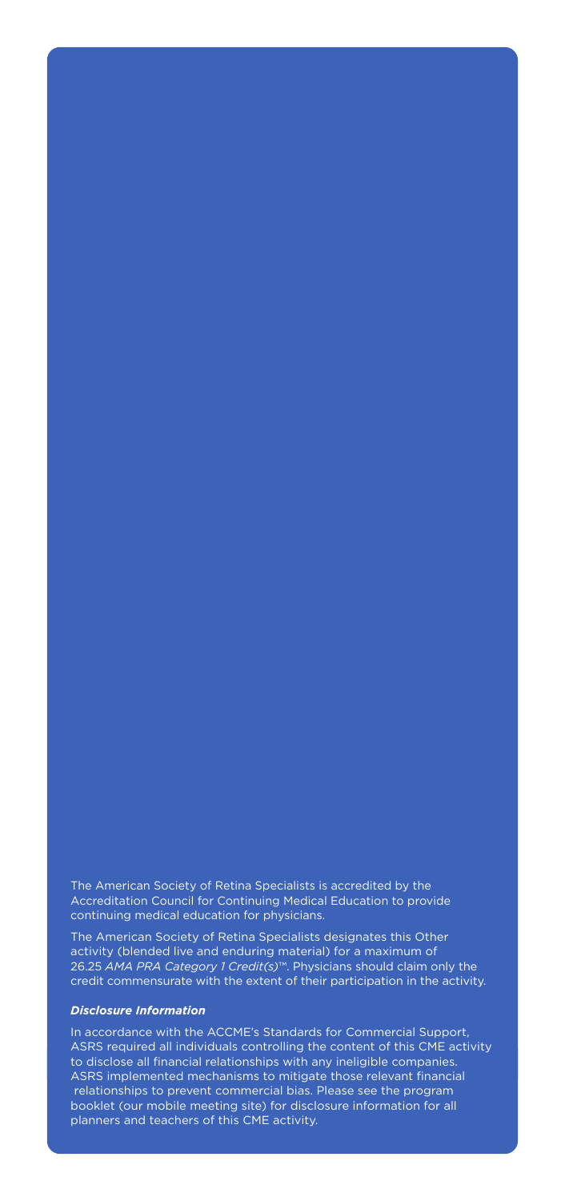The American Society of Retina Specialists is accredited by the Accreditation Council for Continuing Medical Education to provide continuing medical education for physicians.

The American Society of Retina Specialists designates this Other activity (blended live and enduring material) for a maximum of 26.25 *AMA PRA Category 1 Credit(s)*™. Physicians should claim only the credit commensurate with the extent of their participation in the activity.

***Disclosure Information***

In accordance with the ACCME's Standards for Commercial Support, ASRS required all individuals controlling the content of this CME activity to disclose all financial relationships with any ineligible companies. ASRS implemented mechanisms to mitigate those relevant financial relationships to prevent commercial bias. Please see the program booklet (our mobile meeting site) for disclosure information for all planners and teachers of this CME activity.